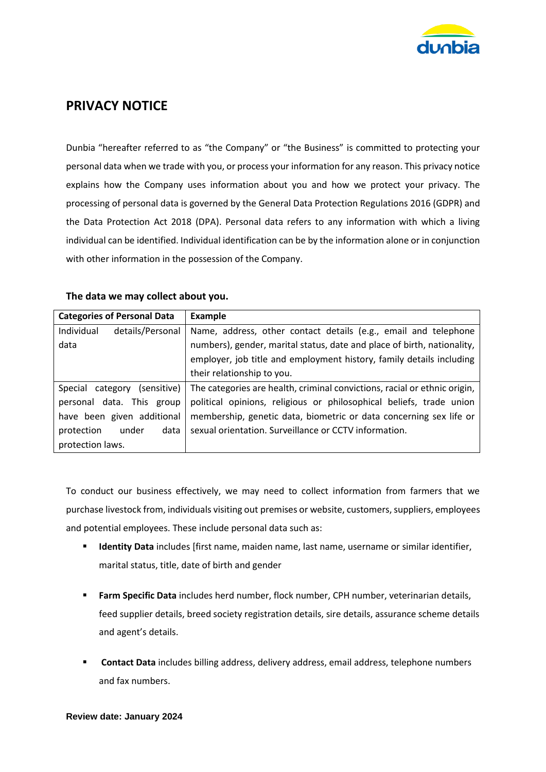# PRIVACY NOTICE

Dunbia "hereafter referred to as "the Company" or "the Business" is committed to protecting your personal data when we trade with you, or process your information for any reason. This privacy notice explains how the Company uses information about you and how we protect your privacy. The processing of personal data is governed by the General Data Protection Regulations 2016 (GDPR) and the Data Protection Act 2018 (DPA). Personal data refers to any information with which a living individual can be identified. Individual identification can be by the information alone or in conjunction with other information in the possession of the Company.

### The data we may collect about you.

| Categories of Personal Data | Example |
|---|---|
| Individual details/Personal data | Name, address, other contact details (e.g., email and telephone numbers), gender, marital status, date and place of birth, nationality, employer, job title and employment history, family details including their relationship to you. |
| Special category (sensitive) personal data. This group have been given additional protection under data protection laws. | The categories are health, criminal convictions, racial or ethnic origin, political opinions, religious or philosophical beliefs, trade union membership, genetic data, biometric or data concerning sex life or sexual orientation. Surveillance or CCTV information. |

To conduct our business effectively, we may need to collect information from farmers that we purchase livestock from, individuals visiting out premises or website, customers, suppliers, employees and potential employees. These include personal data such as:

- **Identity Data** includes [first name, maiden name, last name, username or similar identifier, marital status, title, date of birth and gender
- **Farm Specific Data** includes herd number, flock number, CPH number, veterinarian details, feed supplier details, breed society registration details, sire details, assurance scheme details and agent's details.
- **Contact Data** includes billing address, delivery address, email address, telephone numbers and fax numbers.

**Review date: January 2024**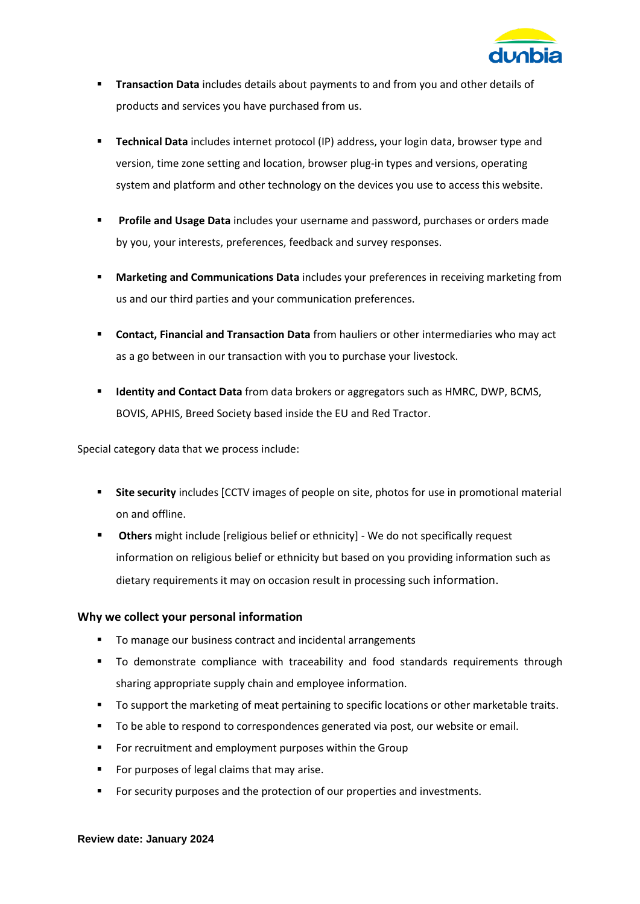- **Transaction Data** includes details about payments to and from you and other details of products and services you have purchased from us.

- **Technical Data** includes internet protocol (IP) address, your login data, browser type and version, time zone setting and location, browser plug-in types and versions, operating system and platform and other technology on the devices you use to access this website.

- **Profile and Usage Data** includes your username and password, purchases or orders made by you, your interests, preferences, feedback and survey responses.

- **Marketing and Communications Data** includes your preferences in receiving marketing from us and our third parties and your communication preferences.

- **Contact, Financial and Transaction Data** from hauliers or other intermediaries who may act as a go between in our transaction with you to purchase your livestock.

- **Identity and Contact Data** from data brokers or aggregators such as HMRC, DWP, BCMS, BOVIS, APHIS, Breed Society based inside the EU and Red Tractor.

Special category data that we process include:

- **Site security** includes [CCTV images of people on site, photos for use in promotional material on and offline.
- **Others** might include [religious belief or ethnicity] - We do not specifically request information on religious belief or ethnicity but based on you providing information such as dietary requirements it may on occasion result in processing such information.

### Why we collect your personal information

- To manage our business contract and incidental arrangements
- To demonstrate compliance with traceability and food standards requirements through sharing appropriate supply chain and employee information.
- To support the marketing of meat pertaining to specific locations or other marketable traits.
- To be able to respond to correspondences generated via post, our website or email.
- For recruitment and employment purposes within the Group
- For purposes of legal claims that may arise.
- For security purposes and the protection of our properties and investments.

**Review date: January 2024**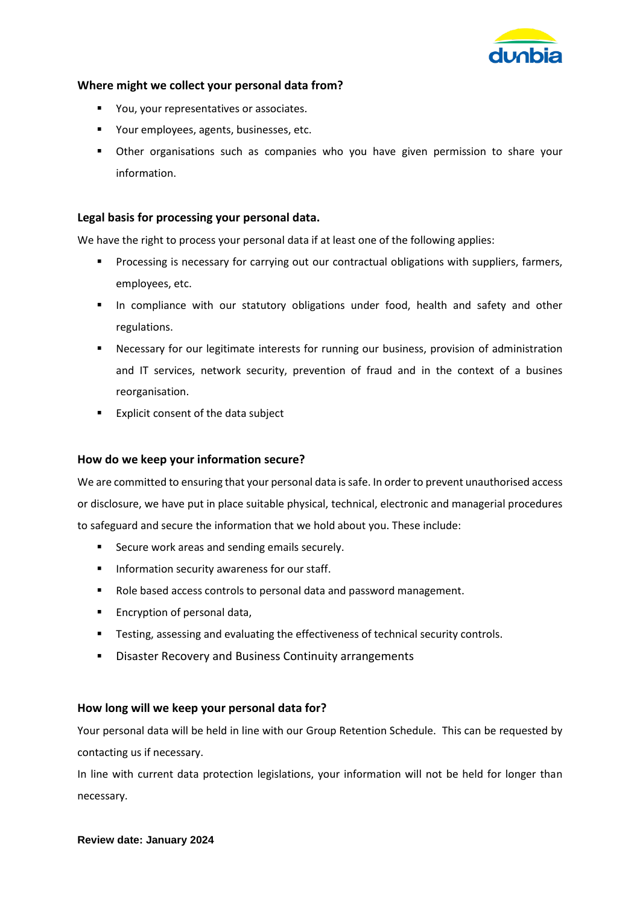### Where might we collect your personal data from?

- You, your representatives or associates.
- Your employees, agents, businesses, etc.
- Other organisations such as companies who you have given permission to share your information.

### Legal basis for processing your personal data.

We have the right to process your personal data if at least one of the following applies:

- Processing is necessary for carrying out our contractual obligations with suppliers, farmers, employees, etc.
- In compliance with our statutory obligations under food, health and safety and other regulations.
- Necessary for our legitimate interests for running our business, provision of administration and IT services, network security, prevention of fraud and in the context of a busines reorganisation.
- Explicit consent of the data subject

### How do we keep your information secure?

We are committed to ensuring that your personal data is safe. In order to prevent unauthorised access or disclosure, we have put in place suitable physical, technical, electronic and managerial procedures to safeguard and secure the information that we hold about you. These include:

- Secure work areas and sending emails securely.
- Information security awareness for our staff.
- Role based access controls to personal data and password management.
- Encryption of personal data,
- Testing, assessing and evaluating the effectiveness of technical security controls.
- Disaster Recovery and Business Continuity arrangements

### How long will we keep your personal data for?

Your personal data will be held in line with our Group Retention Schedule. This can be requested by contacting us if necessary.

In line with current data protection legislations, your information will not be held for longer than necessary.

**Review date: January 2024**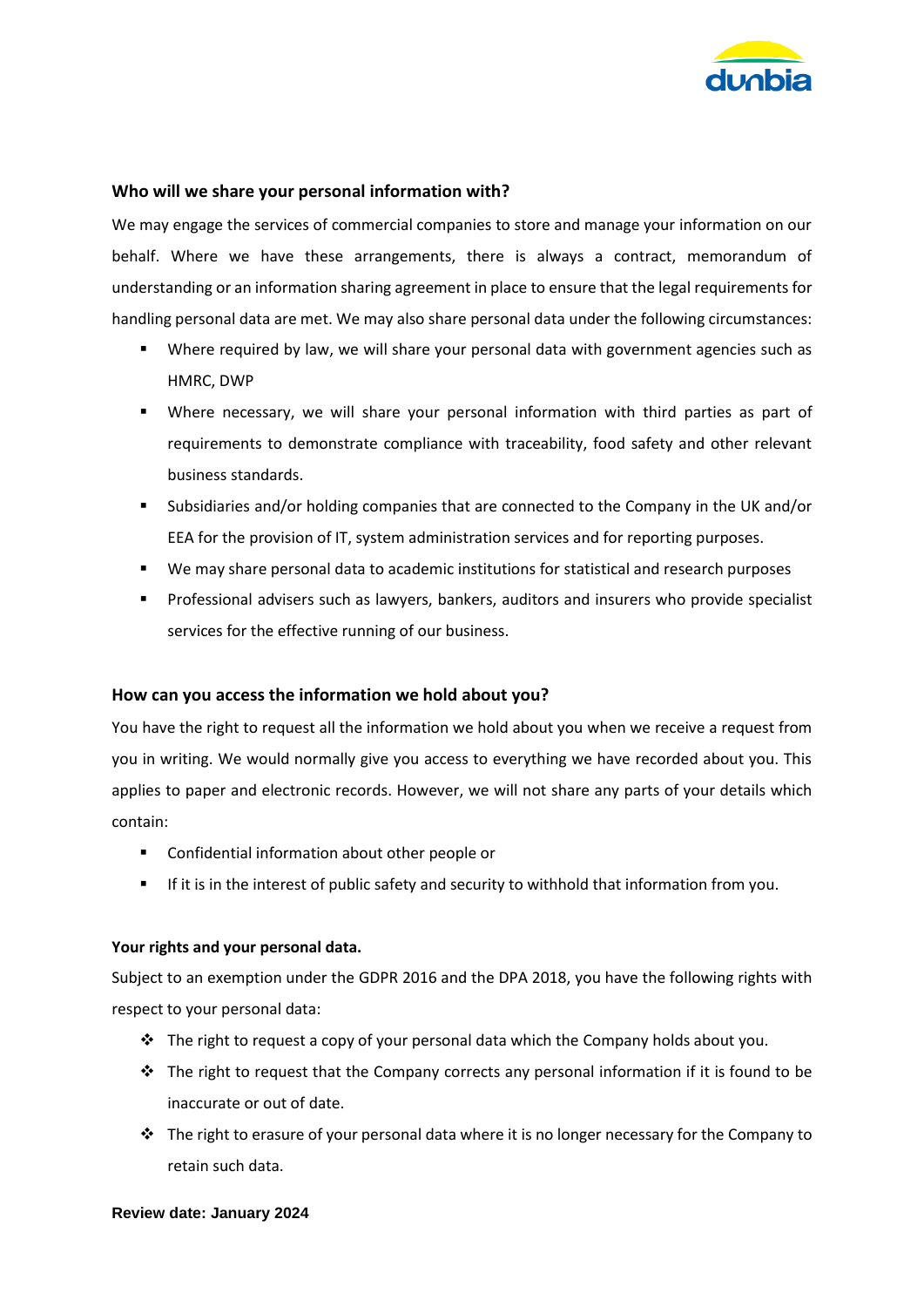### Who will we share your personal information with?

We may engage the services of commercial companies to store and manage your information on our behalf. Where we have these arrangements, there is always a contract, memorandum of understanding or an information sharing agreement in place to ensure that the legal requirements for handling personal data are met. We may also share personal data under the following circumstances:

- Where required by law, we will share your personal data with government agencies such as HMRC, DWP
- Where necessary, we will share your personal information with third parties as part of requirements to demonstrate compliance with traceability, food safety and other relevant business standards.
- Subsidiaries and/or holding companies that are connected to the Company in the UK and/or EEA for the provision of IT, system administration services and for reporting purposes.
- We may share personal data to academic institutions for statistical and research purposes
- Professional advisers such as lawyers, bankers, auditors and insurers who provide specialist services for the effective running of our business.

### How can you access the information we hold about you?

You have the right to request all the information we hold about you when we receive a request from you in writing. We would normally give you access to everything we have recorded about you. This applies to paper and electronic records. However, we will not share any parts of your details which contain:

- Confidential information about other people or
- If it is in the interest of public safety and security to withhold that information from you.

**Your rights and your personal data.**

Subject to an exemption under the GDPR 2016 and the DPA 2018, you have the following rights with respect to your personal data:

- The right to request a copy of your personal data which the Company holds about you.
- The right to request that the Company corrects any personal information if it is found to be inaccurate or out of date.
- The right to erasure of your personal data where it is no longer necessary for the Company to retain such data.

**Review date: January 2024**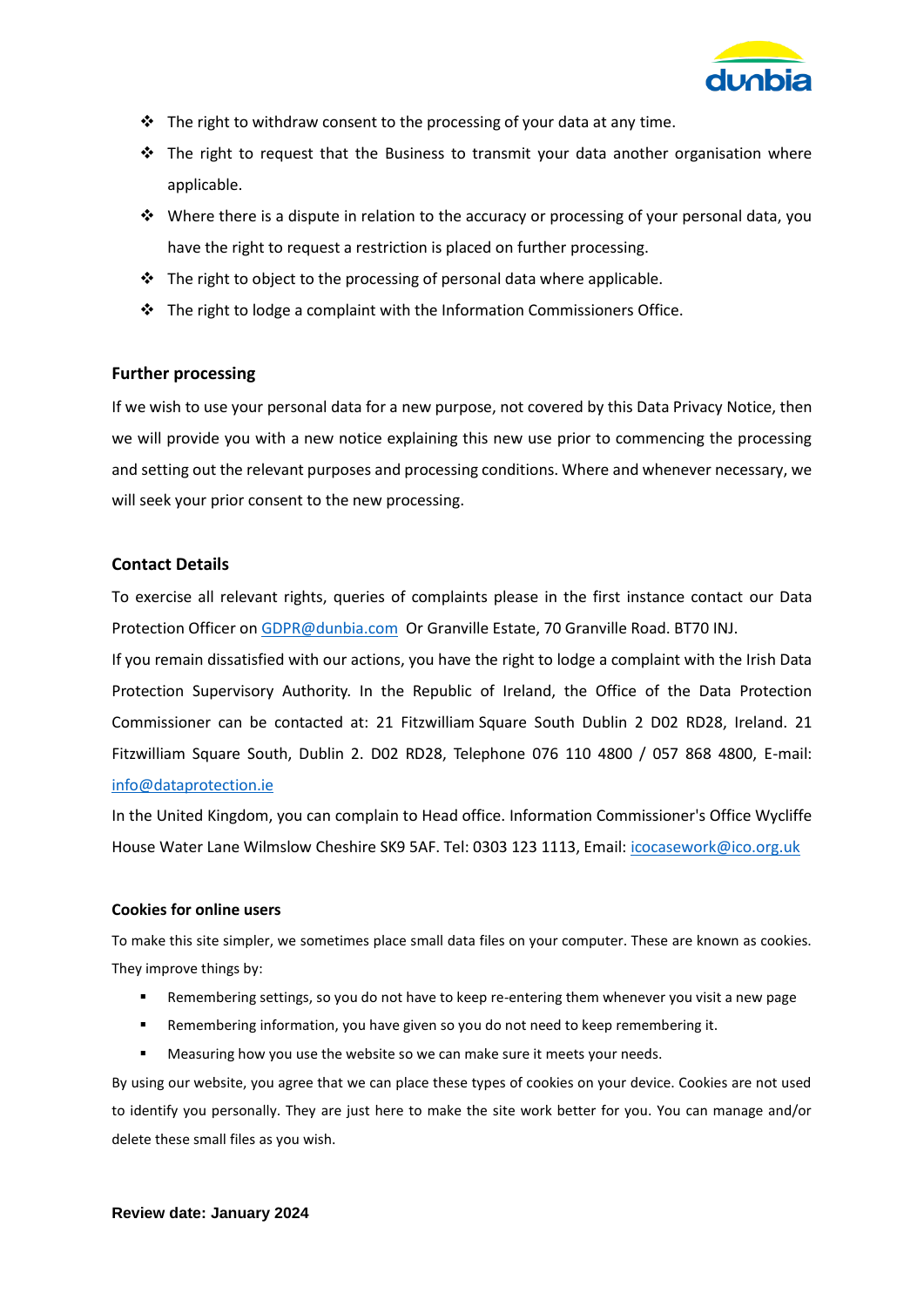- The right to withdraw consent to the processing of your data at any time.
- The right to request that the Business to transmit your data another organisation where applicable.
- Where there is a dispute in relation to the accuracy or processing of your personal data, you have the right to request a restriction is placed on further processing.
- The right to object to the processing of personal data where applicable.
- The right to lodge a complaint with the Information Commissioners Office.

## Further processing

If we wish to use your personal data for a new purpose, not covered by this Data Privacy Notice, then we will provide you with a new notice explaining this new use prior to commencing the processing and setting out the relevant purposes and processing conditions. Where and whenever necessary, we will seek your prior consent to the new processing.

## Contact Details

To exercise all relevant rights, queries of complaints please in the first instance contact our Data Protection Officer on GDPR@dunbia.com Or Granville Estate, 70 Granville Road. BT70 INJ.

If you remain dissatisfied with our actions, you have the right to lodge a complaint with the Irish Data Protection Supervisory Authority. In the Republic of Ireland, the Office of the Data Protection Commissioner can be contacted at: 21 Fitzwilliam Square South Dublin 2 D02 RD28, Ireland. 21 Fitzwilliam Square South, Dublin 2. D02 RD28, Telephone 076 110 4800 / 057 868 4800, E-mail: info@dataprotection.ie

In the United Kingdom, you can complain to Head office. Information Commissioner's Office Wycliffe House Water Lane Wilmslow Cheshire SK9 5AF. Tel: 0303 123 1113, Email: icocasework@ico.org.uk

### Cookies for online users

To make this site simpler, we sometimes place small data files on your computer. These are known as cookies. They improve things by:

- Remembering settings, so you do not have to keep re-entering them whenever you visit a new page
- Remembering information, you have given so you do not need to keep remembering it.
- Measuring how you use the website so we can make sure it meets your needs.

By using our website, you agree that we can place these types of cookies on your device. Cookies are not used to identify you personally. They are just here to make the site work better for you. You can manage and/or delete these small files as you wish.

**Review date: January 2024**